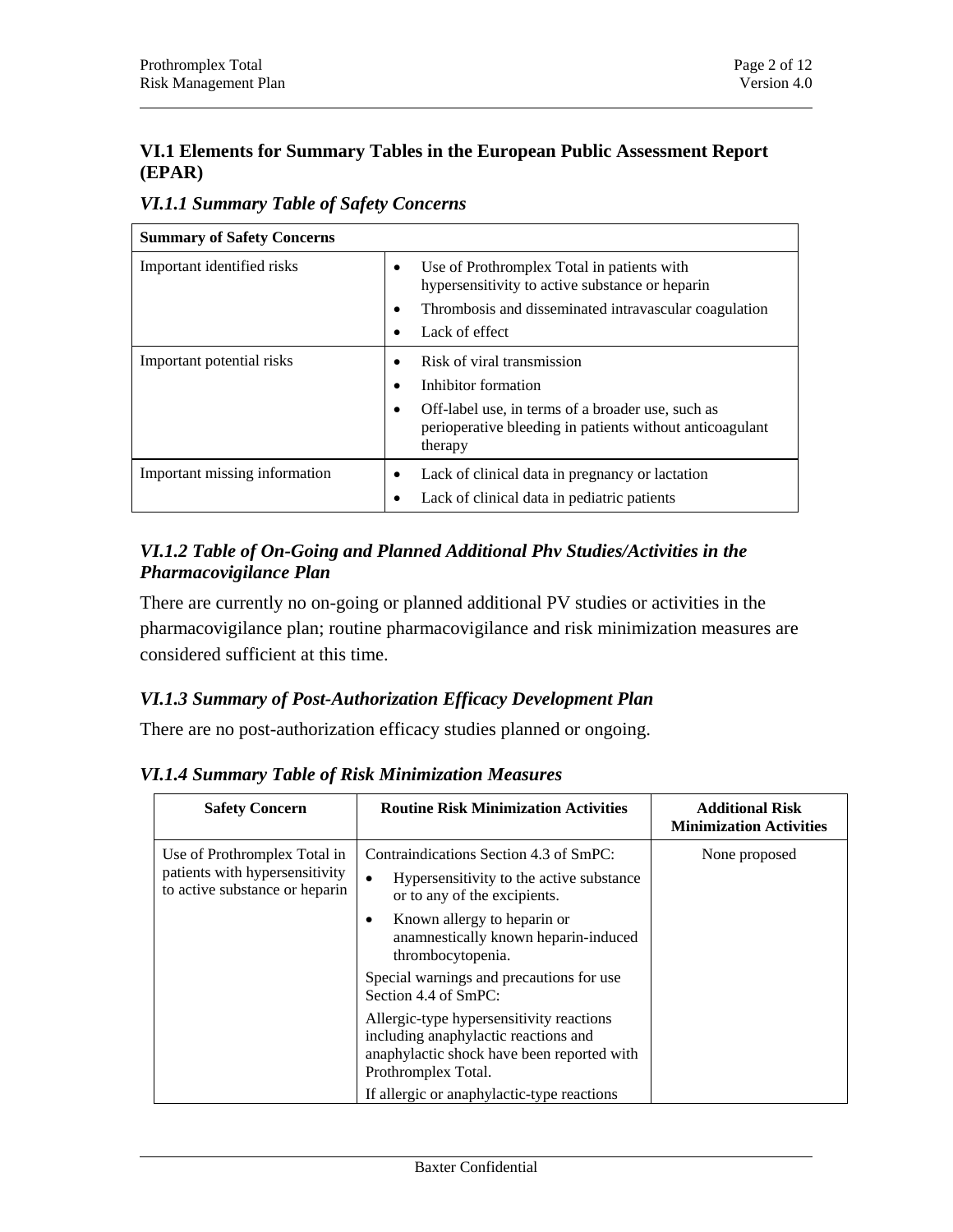## VI.1 Elements for Summary Tables in the European Public Assessment Report (EPAR)

### *VI.1.1 Summary Table of Safety Concerns*

| Summary of Safety Concerns | |
|---|---|
| Important identified risks | • Use of Prothromplex Total in patients with hypersensitivity to active substance or heparin<br>• Thrombosis and disseminated intravascular coagulation<br>• Lack of effect |
| Important potential risks | • Risk of viral transmission<br>• Inhibitor formation<br>• Off-label use, in terms of a broader use, such as perioperative bleeding in patients without anticoagulant therapy |
| Important missing information | • Lack of clinical data in pregnancy or lactation<br>• Lack of clinical data in pediatric patients |

### *VI.1.2 Table of On-Going and Planned Additional Phv Studies/Activities in the Pharmacovigilance Plan*

There are currently no on-going or planned additional PV studies or activities in the pharmacovigilance plan; routine pharmacovigilance and risk minimization measures are considered sufficient at this time.

### *VI.1.3 Summary of Post-Authorization Efficacy Development Plan*

There are no post-authorization efficacy studies planned or ongoing.

### *VI.1.4 Summary Table of Risk Minimization Measures*

| Safety Concern | Routine Risk Minimization Activities | Additional Risk Minimization Activities |
|---|---|---|
| Use of Prothromplex Total in patients with hypersensitivity to active substance or heparin | Contraindications Section 4.3 of SmPC:<br>• Hypersensitivity to the active substance or to any of the excipients.<br>• Known allergy to heparin or anamnestically known heparin-induced thrombocytopenia.<br>Special warnings and precautions for use Section 4.4 of SmPC:<br>Allergic-type hypersensitivity reactions including anaphylactic reactions and anaphylactic shock have been reported with Prothromplex Total.<br>If allergic or anaphylactic-type reactions | None proposed |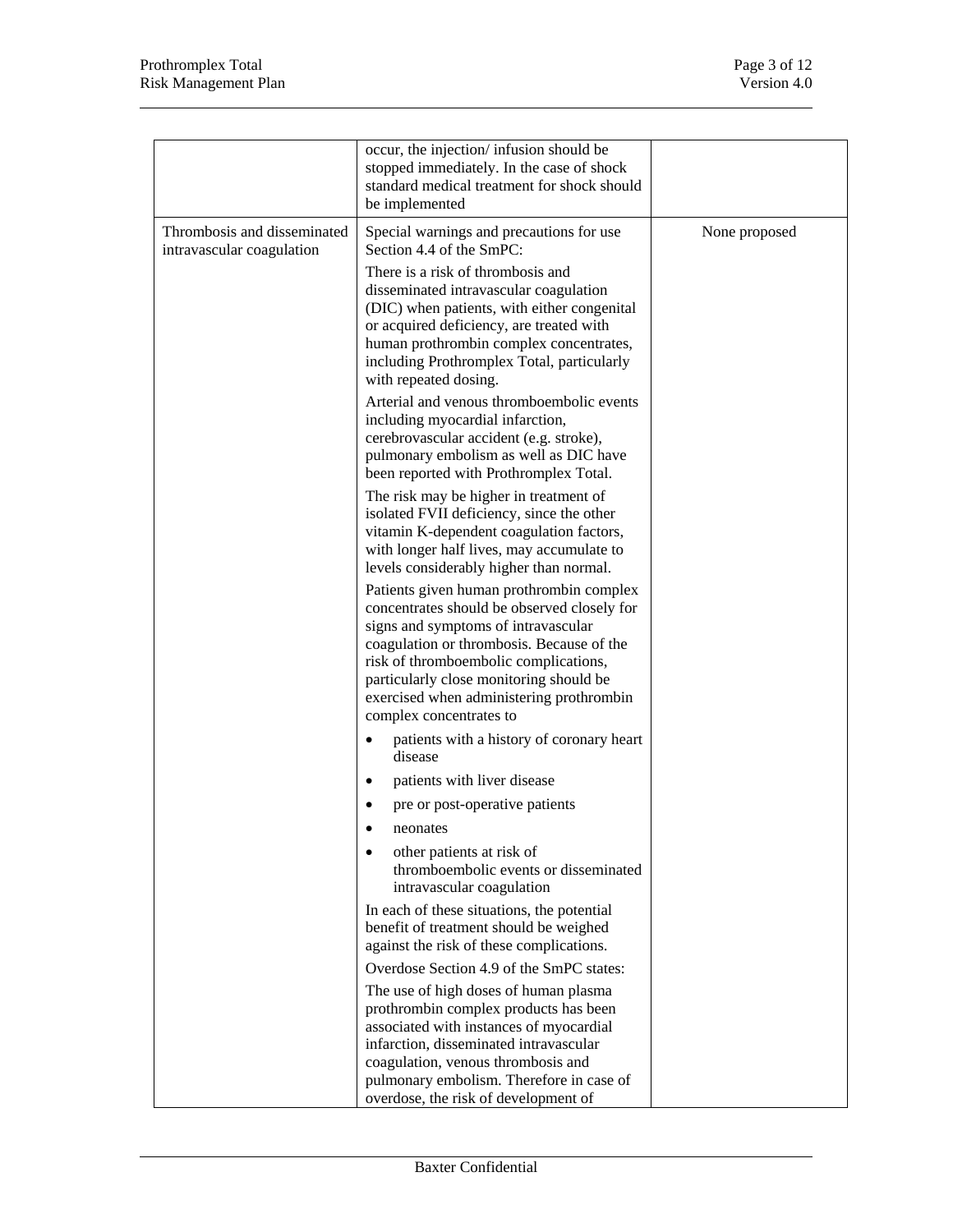| | | |
|---|---|---|
| | occur, the injection/ infusion should be stopped immediately. In the case of shock standard medical treatment for shock should be implemented | |
| Thrombosis and disseminated intravascular coagulation | Special warnings and precautions for use Section 4.4 of the SmPC:<br><br>There is a risk of thrombosis and disseminated intravascular coagulation (DIC) when patients, with either congenital or acquired deficiency, are treated with human prothrombin complex concentrates, including Prothromplex Total, particularly with repeated dosing.<br><br>Arterial and venous thromboembolic events including myocardial infarction, cerebrovascular accident (e.g. stroke), pulmonary embolism as well as DIC have been reported with Prothromplex Total.<br><br>The risk may be higher in treatment of isolated FVII deficiency, since the other vitamin K-dependent coagulation factors, with longer half lives, may accumulate to levels considerably higher than normal.<br><br>Patients given human prothrombin complex concentrates should be observed closely for signs and symptoms of intravascular coagulation or thrombosis. Because of the risk of thromboembolic complications, particularly close monitoring should be exercised when administering prothrombin complex concentrates to<br><br>• patients with a history of coronary heart disease<br>• patients with liver disease<br>• pre or post-operative patients<br>• neonates<br>• other patients at risk of thromboembolic events or disseminated intravascular coagulation<br><br>In each of these situations, the potential benefit of treatment should be weighed against the risk of these complications.<br><br>Overdose Section 4.9 of the SmPC states:<br><br>The use of high doses of human plasma prothrombin complex products has been associated with instances of myocardial infarction, disseminated intravascular coagulation, venous thrombosis and pulmonary embolism. Therefore in case of overdose, the risk of development of | None proposed |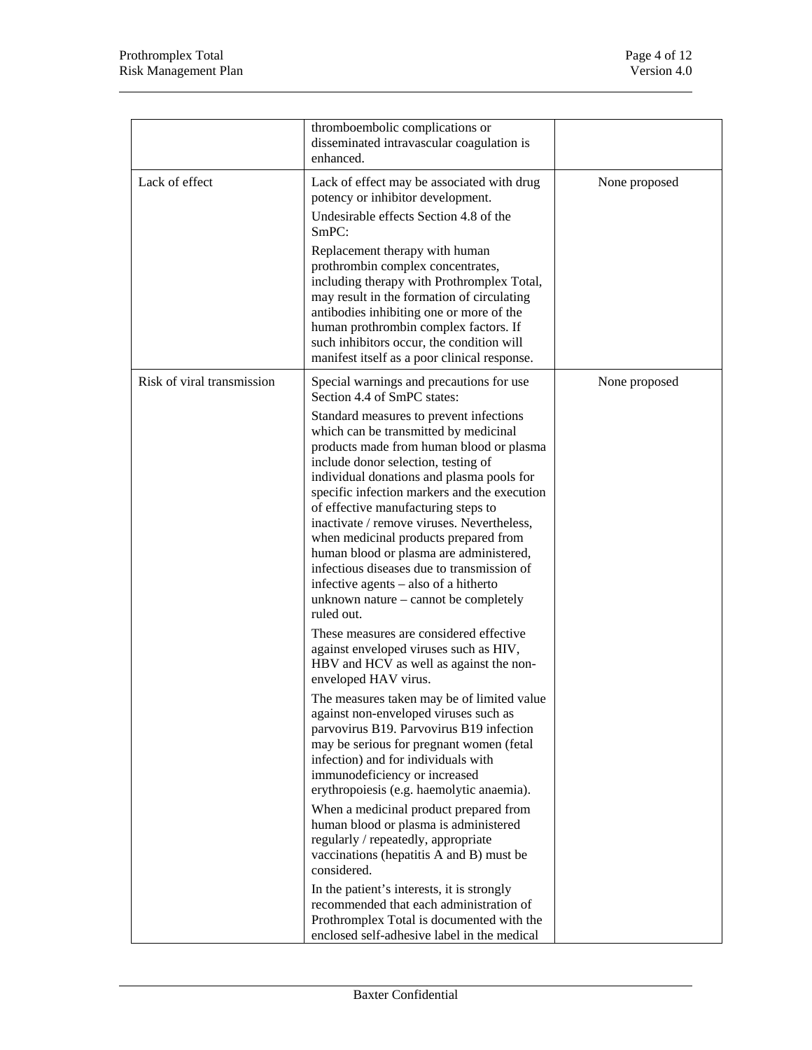| | | |
|---|---|---|
| | thromboembolic complications or disseminated intravascular coagulation is enhanced. | |
| Lack of effect | Lack of effect may be associated with drug potency or inhibitor development.<br>Undesirable effects Section 4.8 of the SmPC:<br>Replacement therapy with human prothrombin complex concentrates, including therapy with Prothromplex Total, may result in the formation of circulating antibodies inhibiting one or more of the human prothrombin complex factors. If such inhibitors occur, the condition will manifest itself as a poor clinical response. | None proposed |
| Risk of viral transmission | Special warnings and precautions for use Section 4.4 of SmPC states:<br>Standard measures to prevent infections which can be transmitted by medicinal products made from human blood or plasma include donor selection, testing of individual donations and plasma pools for specific infection markers and the execution of effective manufacturing steps to inactivate / remove viruses. Nevertheless, when medicinal products prepared from human blood or plasma are administered, infectious diseases due to transmission of infective agents – also of a hitherto unknown nature – cannot be completely ruled out.<br>These measures are considered effective against enveloped viruses such as HIV, HBV and HCV as well as against the non-enveloped HAV virus.<br>The measures taken may be of limited value against non-enveloped viruses such as parvovirus B19. Parvovirus B19 infection may be serious for pregnant women (fetal infection) and for individuals with immunodeficiency or increased erythropoiesis (e.g. haemolytic anaemia).<br>When a medicinal product prepared from human blood or plasma is administered regularly / repeatedly, appropriate vaccinations (hepatitis A and B) must be considered.<br>In the patient's interests, it is strongly recommended that each administration of Prothromplex Total is documented with the enclosed self-adhesive label in the medical | None proposed |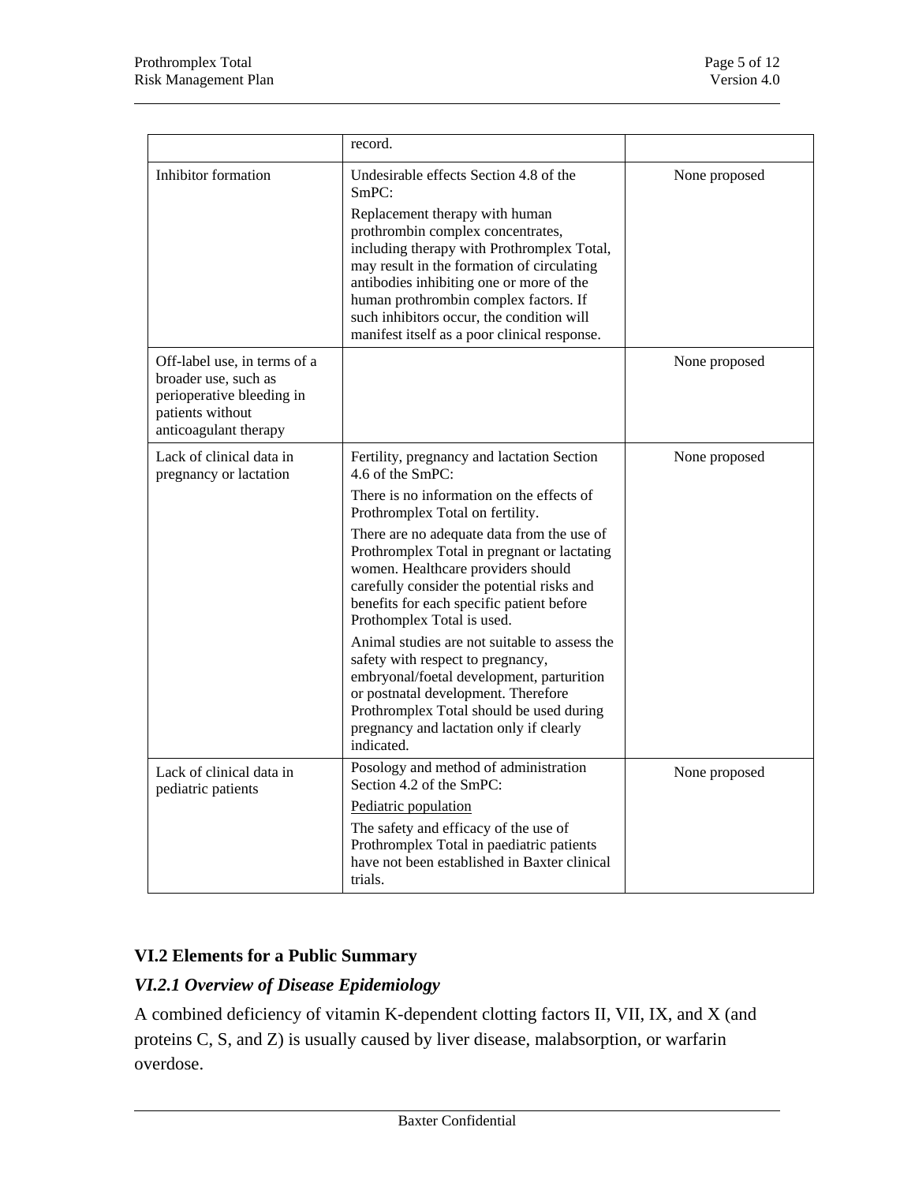| | | |
|---|---|---|
| | record. | |
| Inhibitor formation | Undesirable effects Section 4.8 of the SmPC:<br><br>Replacement therapy with human prothrombin complex concentrates, including therapy with Prothromplex Total, may result in the formation of circulating antibodies inhibiting one or more of the human prothrombin complex factors. If such inhibitors occur, the condition will manifest itself as a poor clinical response. | None proposed |
| Off-label use, in terms of a broader use, such as perioperative bleeding in patients without anticoagulant therapy | | None proposed |
| Lack of clinical data in pregnancy or lactation | Fertility, pregnancy and lactation Section 4.6 of the SmPC:<br><br>There is no information on the effects of Prothromplex Total on fertility.<br><br>There are no adequate data from the use of Prothromplex Total in pregnant or lactating women. Healthcare providers should carefully consider the potential risks and benefits for each specific patient before Prothomplex Total is used.<br><br>Animal studies are not suitable to assess the safety with respect to pregnancy, embryonal/foetal development, parturition or postnatal development. Therefore Prothromplex Total should be used during pregnancy and lactation only if clearly indicated. | None proposed |
| Lack of clinical data in pediatric patients | Posology and method of administration Section 4.2 of the SmPC:<br><br>Pediatric population<br><br>The safety and efficacy of the use of Prothromplex Total in paediatric patients have not been established in Baxter clinical trials. | None proposed |

## VI.2 Elements for a Public Summary

### *VI.2.1 Overview of Disease Epidemiology*

A combined deficiency of vitamin K-dependent clotting factors II, VII, IX, and X (and proteins C, S, and Z) is usually caused by liver disease, malabsorption, or warfarin overdose.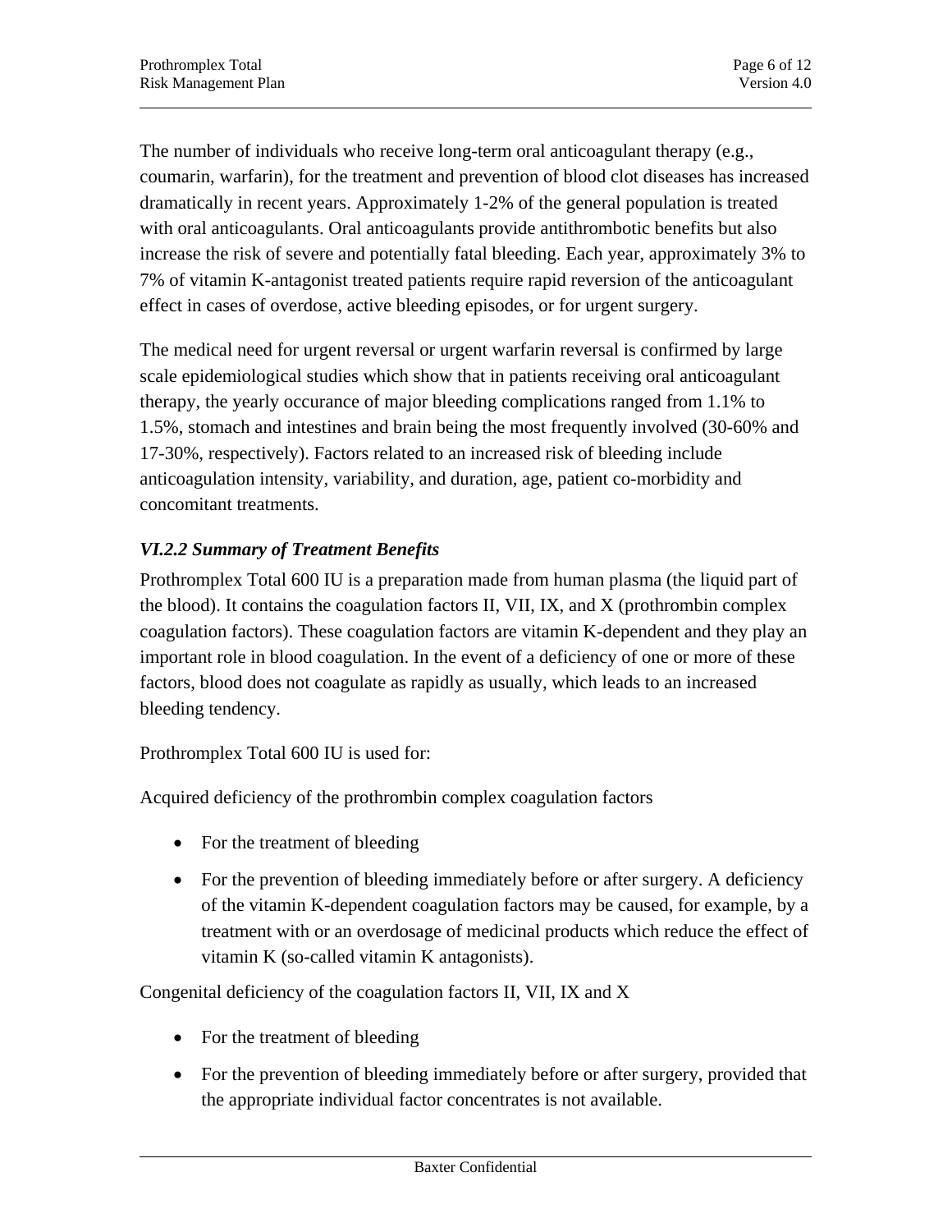The number of individuals who receive long-term oral anticoagulant therapy (e.g., coumarin, warfarin), for the treatment and prevention of blood clot diseases has increased dramatically in recent years. Approximately 1-2% of the general population is treated with oral anticoagulants. Oral anticoagulants provide antithrombotic benefits but also increase the risk of severe and potentially fatal bleeding. Each year, approximately 3% to 7% of vitamin K-antagonist treated patients require rapid reversion of the anticoagulant effect in cases of overdose, active bleeding episodes, or for urgent surgery.

The medical need for urgent reversal or urgent warfarin reversal is confirmed by large scale epidemiological studies which show that in patients receiving oral anticoagulant therapy, the yearly occurance of major bleeding complications ranged from 1.1% to 1.5%, stomach and intestines and brain being the most frequently involved (30-60% and 17-30%, respectively). Factors related to an increased risk of bleeding include anticoagulation intensity, variability, and duration, age, patient co-morbidity and concomitant treatments.

### *VI.2.2 Summary of Treatment Benefits*

Prothromplex Total 600 IU is a preparation made from human plasma (the liquid part of the blood). It contains the coagulation factors II, VII, IX, and X (prothrombin complex coagulation factors). These coagulation factors are vitamin K-dependent and they play an important role in blood coagulation. In the event of a deficiency of one or more of these factors, blood does not coagulate as rapidly as usually, which leads to an increased bleeding tendency.

Prothromplex Total 600 IU is used for:

Acquired deficiency of the prothrombin complex coagulation factors

- For the treatment of bleeding
- For the prevention of bleeding immediately before or after surgery. A deficiency of the vitamin K-dependent coagulation factors may be caused, for example, by a treatment with or an overdosage of medicinal products which reduce the effect of vitamin K (so-called vitamin K antagonists).

Congenital deficiency of the coagulation factors II, VII, IX and X

- For the treatment of bleeding
- For the prevention of bleeding immediately before or after surgery, provided that the appropriate individual factor concentrates is not available.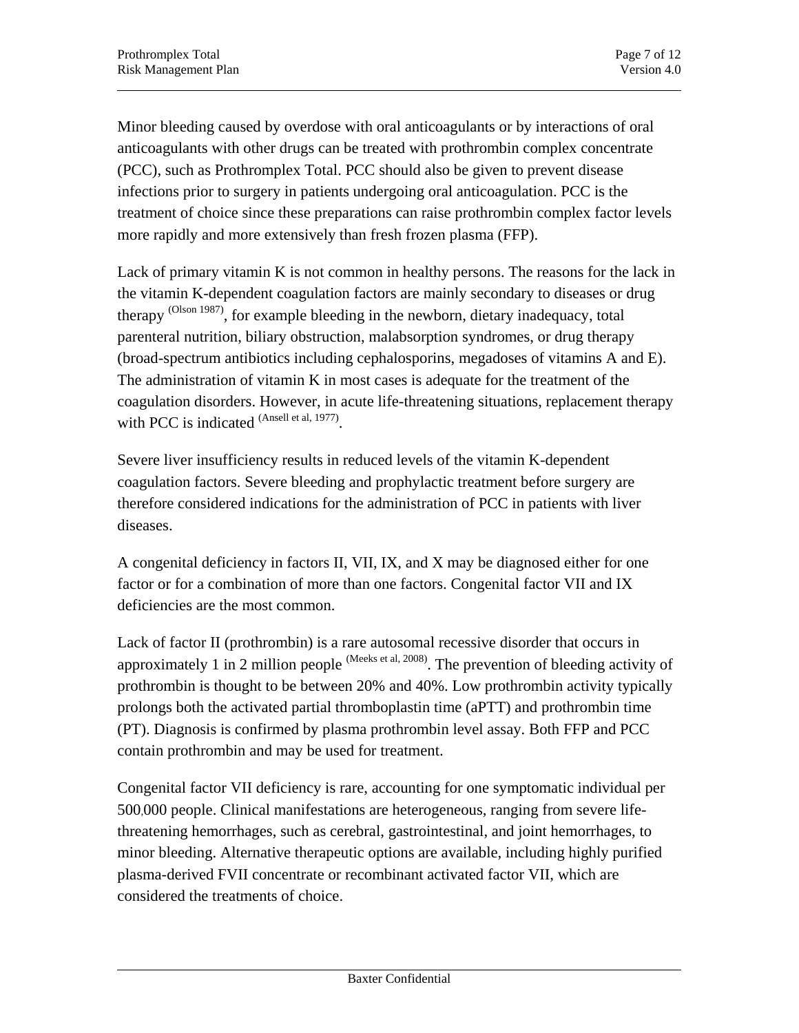Minor bleeding caused by overdose with oral anticoagulants or by interactions of oral anticoagulants with other drugs can be treated with prothrombin complex concentrate (PCC), such as Prothromplex Total. PCC should also be given to prevent disease infections prior to surgery in patients undergoing oral anticoagulation. PCC is the treatment of choice since these preparations can raise prothrombin complex factor levels more rapidly and more extensively than fresh frozen plasma (FFP).

Lack of primary vitamin K is not common in healthy persons. The reasons for the lack in the vitamin K-dependent coagulation factors are mainly secondary to diseases or drug therapy (Olson 1987), for example bleeding in the newborn, dietary inadequacy, total parenteral nutrition, biliary obstruction, malabsorption syndromes, or drug therapy (broad-spectrum antibiotics including cephalosporins, megadoses of vitamins A and E). The administration of vitamin K in most cases is adequate for the treatment of the coagulation disorders. However, in acute life-threatening situations, replacement therapy with PCC is indicated (Ansell et al, 1977).

Severe liver insufficiency results in reduced levels of the vitamin K-dependent coagulation factors. Severe bleeding and prophylactic treatment before surgery are therefore considered indications for the administration of PCC in patients with liver diseases.

A congenital deficiency in factors II, VII, IX, and X may be diagnosed either for one factor or for a combination of more than one factors. Congenital factor VII and IX deficiencies are the most common.

Lack of factor II (prothrombin) is a rare autosomal recessive disorder that occurs in approximately 1 in 2 million people (Meeks et al, 2008). The prevention of bleeding activity of prothrombin is thought to be between 20% and 40%. Low prothrombin activity typically prolongs both the activated partial thromboplastin time (aPTT) and prothrombin time (PT). Diagnosis is confirmed by plasma prothrombin level assay. Both FFP and PCC contain prothrombin and may be used for treatment.

Congenital factor VII deficiency is rare, accounting for one symptomatic individual per 500,000 people. Clinical manifestations are heterogeneous, ranging from severe life-threatening hemorrhages, such as cerebral, gastrointestinal, and joint hemorrhages, to minor bleeding. Alternative therapeutic options are available, including highly purified plasma-derived FVII concentrate or recombinant activated factor VII, which are considered the treatments of choice.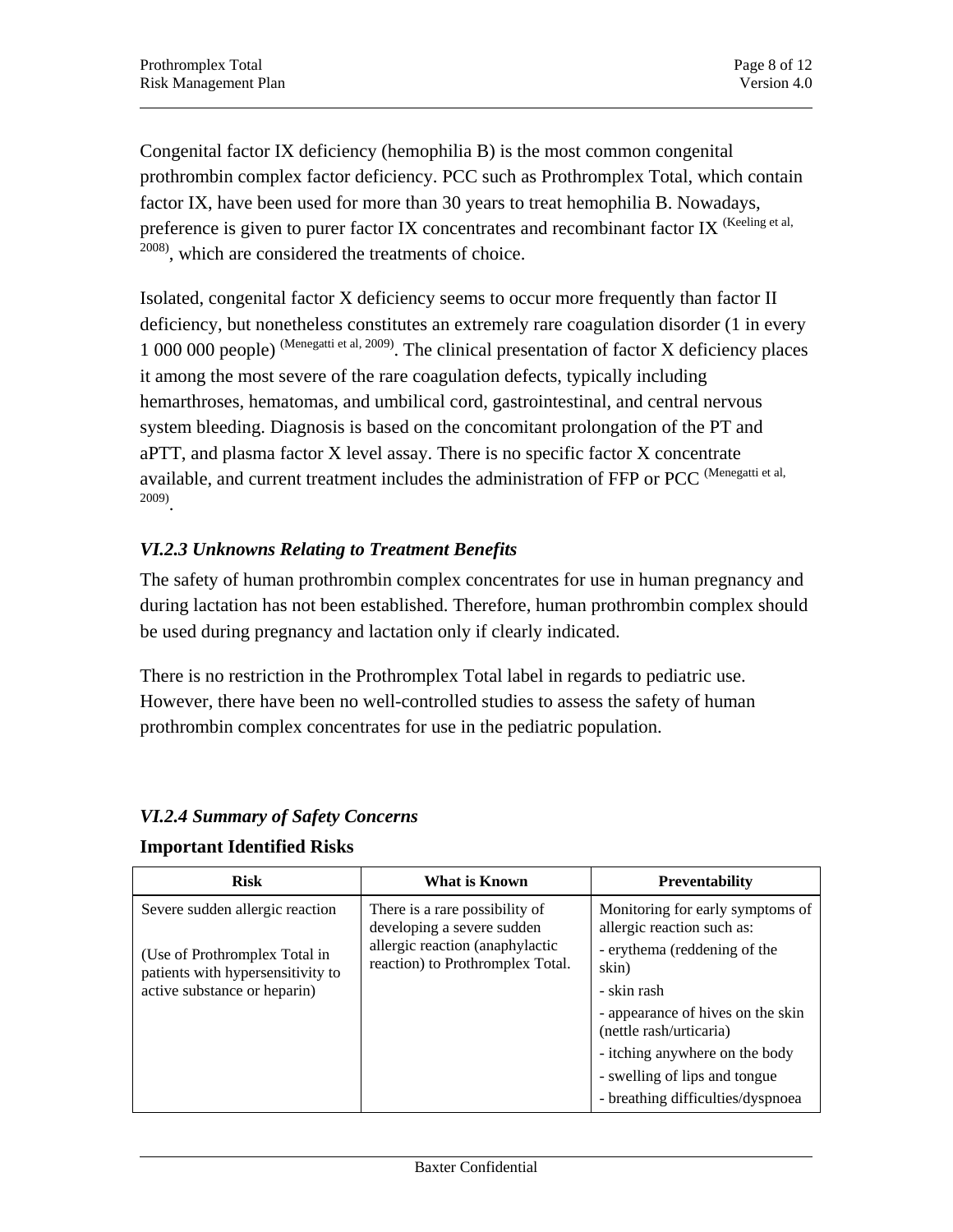Congenital factor IX deficiency (hemophilia B) is the most common congenital prothrombin complex factor deficiency. PCC such as Prothromplex Total, which contain factor IX, have been used for more than 30 years to treat hemophilia B. Nowadays, preference is given to purer factor IX concentrates and recombinant factor IX [(Keeling et al, 2008)], which are considered the treatments of choice.

Isolated, congenital factor X deficiency seems to occur more frequently than factor II deficiency, but nonetheless constitutes an extremely rare coagulation disorder (1 in every 1 000 000 people) [(Menegatti et al, 2009)]. The clinical presentation of factor X deficiency places it among the most severe of the rare coagulation defects, typically including hemarthroses, hematomas, and umbilical cord, gastrointestinal, and central nervous system bleeding. Diagnosis is based on the concomitant prolongation of the PT and aPTT, and plasma factor X level assay. There is no specific factor X concentrate available, and current treatment includes the administration of FFP or PCC [(Menegatti et al, 2009)].

### *VI.2.3 Unknowns Relating to Treatment Benefits*

The safety of human prothrombin complex concentrates for use in human pregnancy and during lactation has not been established. Therefore, human prothrombin complex should be used during pregnancy and lactation only if clearly indicated.

There is no restriction in the Prothromplex Total label in regards to pediatric use. However, there have been no well-controlled studies to assess the safety of human prothrombin complex concentrates for use in the pediatric population.

### *VI.2.4 Summary of Safety Concerns*

**Important Identified Risks**

| Risk | What is Known | Preventability |
|---|---|---|
| Severe sudden allergic reaction<br><br>(Use of Prothromplex Total in patients with hypersensitivity to active substance or heparin) | There is a rare possibility of developing a severe sudden allergic reaction (anaphylactic reaction) to Prothromplex Total. | Monitoring for early symptoms of allergic reaction such as:<br>- erythema (reddening of the skin)<br>- skin rash<br>- appearance of hives on the skin (nettle rash/urticaria)<br>- itching anywhere on the body<br>- swelling of lips and tongue<br>- breathing difficulties/dyspnoea |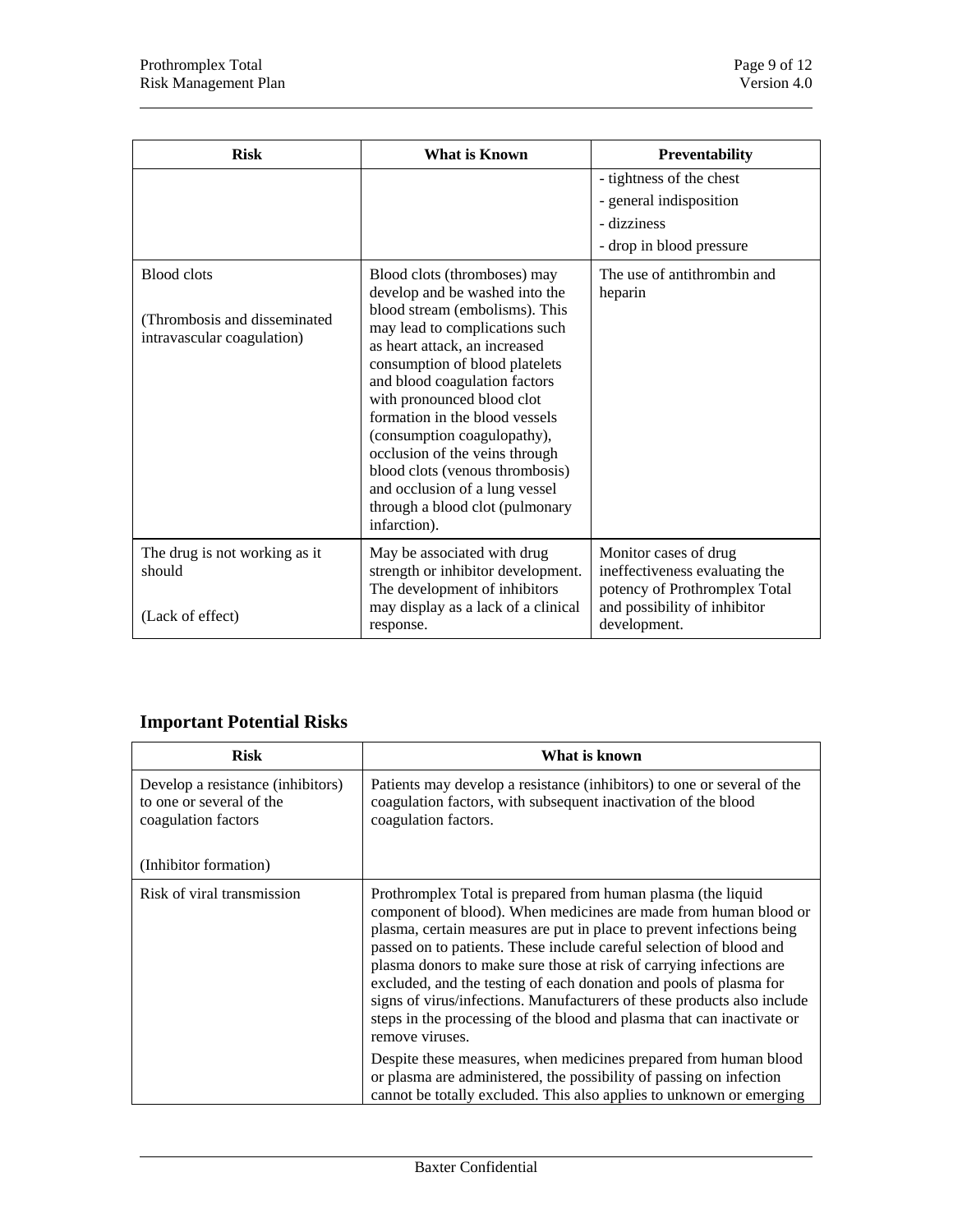| Risk | What is Known | Preventability |
|---|---|---|
| | | - tightness of the chest<br>- general indisposition<br>- dizziness<br>- drop in blood pressure |
| Blood clots<br><br>(Thrombosis and disseminated intravascular coagulation) | Blood clots (thromboses) may develop and be washed into the blood stream (embolisms). This may lead to complications such as heart attack, an increased consumption of blood platelets and blood coagulation factors with pronounced blood clot formation in the blood vessels (consumption coagulopathy), occlusion of the veins through blood clots (venous thrombosis) and occlusion of a lung vessel through a blood clot (pulmonary infarction). | The use of antithrombin and heparin |
| The drug is not working as it should<br><br>(Lack of effect) | May be associated with drug strength or inhibitor development. The development of inhibitors may display as a lack of a clinical response. | Monitor cases of drug ineffectiveness evaluating the potency of Prothromplex Total and possibility of inhibitor development. |

## Important Potential Risks

| Risk | What is known |
|---|---|
| Develop a resistance (inhibitors) to one or several of the coagulation factors<br><br>(Inhibitor formation) | Patients may develop a resistance (inhibitors) to one or several of the coagulation factors, with subsequent inactivation of the blood coagulation factors. |
| Risk of viral transmission | Prothromplex Total is prepared from human plasma (the liquid component of blood). When medicines are made from human blood or plasma, certain measures are put in place to prevent infections being passed on to patients. These include careful selection of blood and plasma donors to make sure those at risk of carrying infections are excluded, and the testing of each donation and pools of plasma for signs of virus/infections. Manufacturers of these products also include steps in the processing of the blood and plasma that can inactivate or remove viruses.<br><br>Despite these measures, when medicines prepared from human blood or plasma are administered, the possibility of passing on infection cannot be totally excluded. This also applies to unknown or emerging |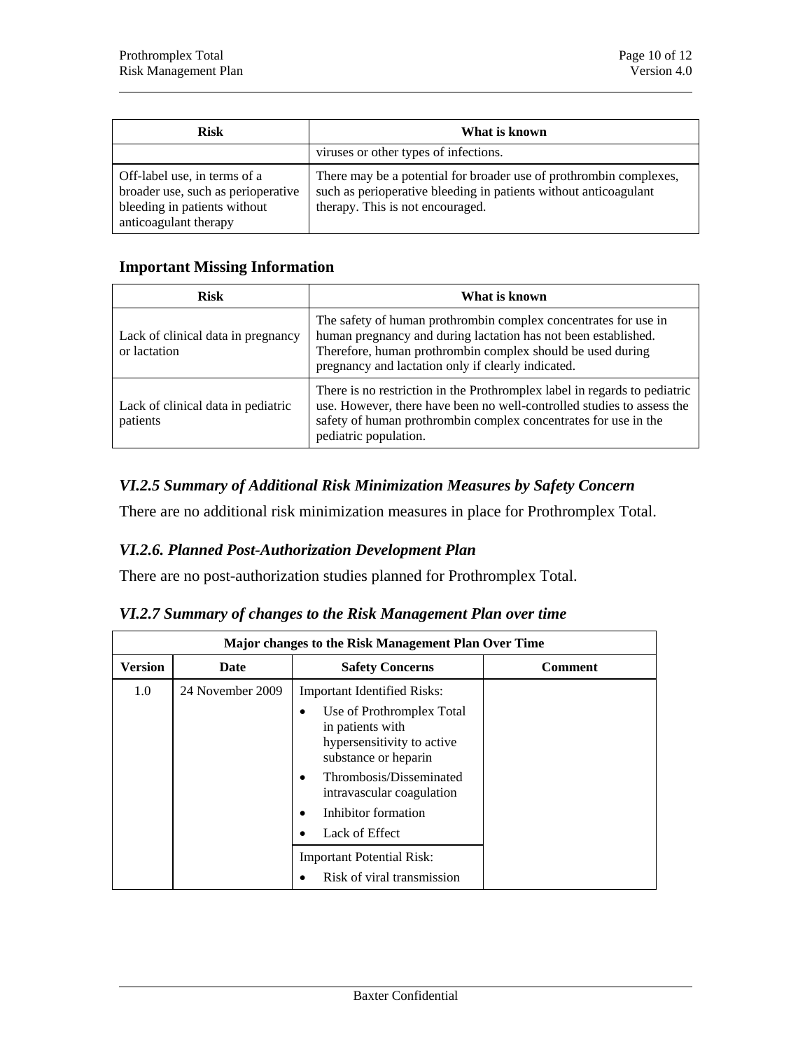| Risk | What is known |
|---|---|
| | viruses or other types of infections. |
| Off-label use, in terms of a broader use, such as perioperative bleeding in patients without anticoagulant therapy | There may be a potential for broader use of prothrombin complexes, such as perioperative bleeding in patients without anticoagulant therapy. This is not encouraged. |

### Important Missing Information

| Risk | What is known |
|---|---|
| Lack of clinical data in pregnancy or lactation | The safety of human prothrombin complex concentrates for use in human pregnancy and during lactation has not been established. Therefore, human prothrombin complex should be used during pregnancy and lactation only if clearly indicated. |
| Lack of clinical data in pediatric patients | There is no restriction in the Prothromplex label in regards to pediatric use. However, there have been no well-controlled studies to assess the safety of human prothrombin complex concentrates for use in the pediatric population. |

## *VI.2.5 Summary of Additional Risk Minimization Measures by Safety Concern*

There are no additional risk minimization measures in place for Prothromplex Total.

## *VI.2.6. Planned Post-Authorization Development Plan*

There are no post-authorization studies planned for Prothromplex Total.

## *VI.2.7 Summary of changes to the Risk Management Plan over time*

| Major changes to the Risk Management Plan Over Time | | | |
|---|---|---|---|
| **Version** | **Date** | **Safety Concerns** | **Comment** |
| 1.0 | 24 November 2009 | Important Identified Risks:<br>• Use of Prothromplex Total in patients with hypersensitivity to active substance or heparin<br>• Thrombosis/Disseminated intravascular coagulation<br>• Inhibitor formation<br>• Lack of Effect | |
| | | Important Potential Risk:<br>• Risk of viral transmission | |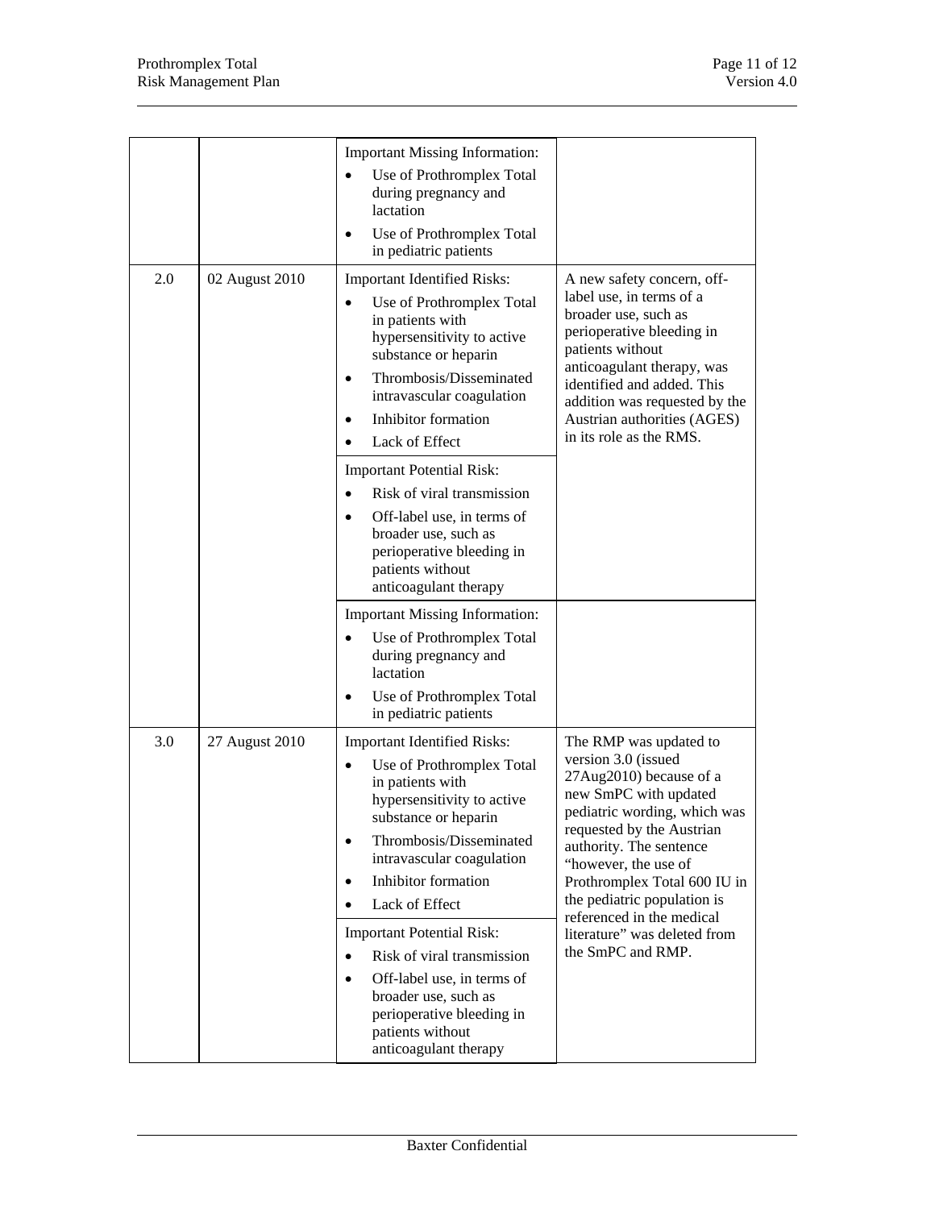| | | | |
|---|---|---|---|
| | | Important Missing Information:<br>• Use of Prothromplex Total during pregnancy and lactation<br>• Use of Prothromplex Total in pediatric patients | |
| 2.0 | 02 August 2010 | Important Identified Risks:<br>• Use of Prothromplex Total in patients with hypersensitivity to active substance or heparin<br>• Thrombosis/Disseminated intravascular coagulation<br>• Inhibitor formation<br>• Lack of Effect<br><br>Important Potential Risk:<br>• Risk of viral transmission<br>• Off-label use, in terms of broader use, such as perioperative bleeding in patients without anticoagulant therapy | A new safety concern, off-label use, in terms of a broader use, such as perioperative bleeding in patients without anticoagulant therapy, was identified and added. This addition was requested by the Austrian authorities (AGES) in its role as the RMS. |
| | | Important Missing Information:<br>• Use of Prothromplex Total during pregnancy and lactation<br>• Use of Prothromplex Total in pediatric patients | |
| 3.0 | 27 August 2010 | Important Identified Risks:<br>• Use of Prothromplex Total in patients with hypersensitivity to active substance or heparin<br>• Thrombosis/Disseminated intravascular coagulation<br>• Inhibitor formation<br>• Lack of Effect<br><br>Important Potential Risk:<br>• Risk of viral transmission<br>• Off-label use, in terms of broader use, such as perioperative bleeding in patients without anticoagulant therapy | The RMP was updated to version 3.0 (issued 27Aug2010) because of a new SmPC with updated pediatric wording, which was requested by the Austrian authority. The sentence "however, the use of Prothromplex Total 600 IU in the pediatric population is referenced in the medical literature" was deleted from the SmPC and RMP. |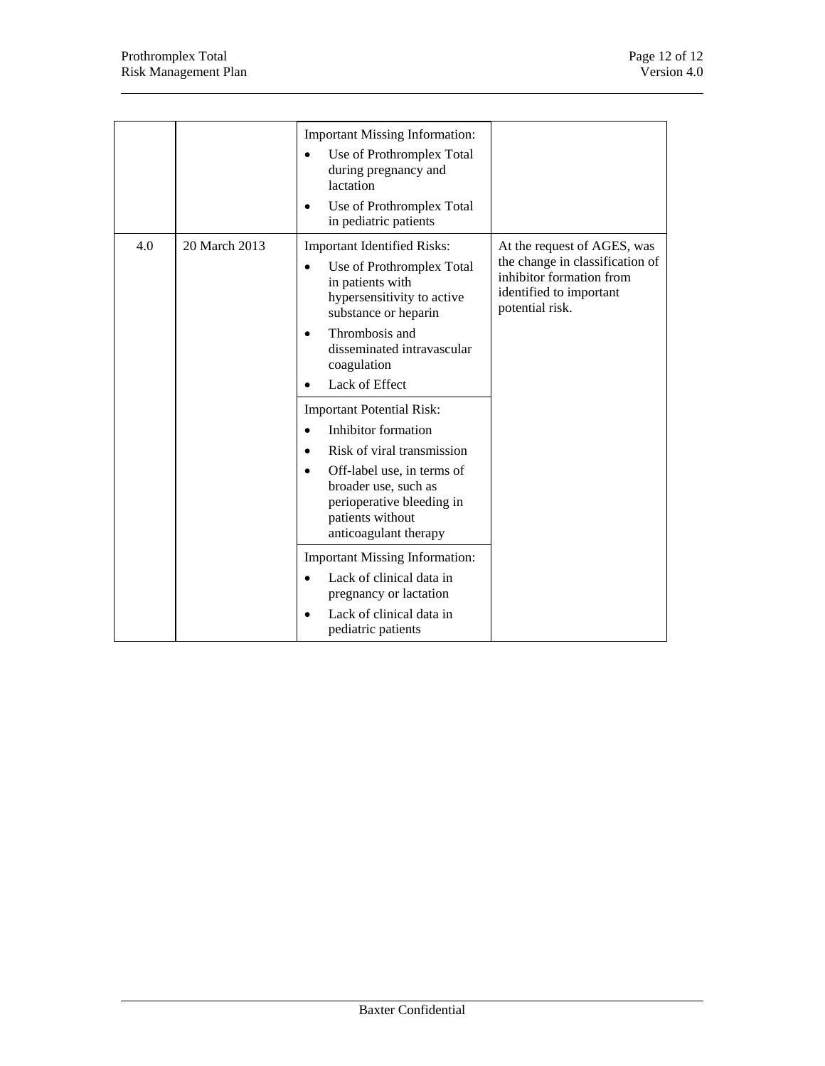| | | | |
|---|---|---|---|
| | | Important Missing Information:<br>• Use of Prothromplex Total during pregnancy and lactation<br>• Use of Prothromplex Total in pediatric patients | |
| 4.0 | 20 March 2013 | Important Identified Risks:<br>• Use of Prothromplex Total in patients with hypersensitivity to active substance or heparin<br>• Thrombosis and disseminated intravascular coagulation<br>• Lack of Effect | At the request of AGES, was the change in classification of inhibitor formation from identified to important potential risk. |
| | | Important Potential Risk:<br>• Inhibitor formation<br>• Risk of viral transmission<br>• Off-label use, in terms of broader use, such as perioperative bleeding in patients without anticoagulant therapy | |
| | | Important Missing Information:<br>• Lack of clinical data in pregnancy or lactation<br>• Lack of clinical data in pediatric patients | |

Baxter Confidential